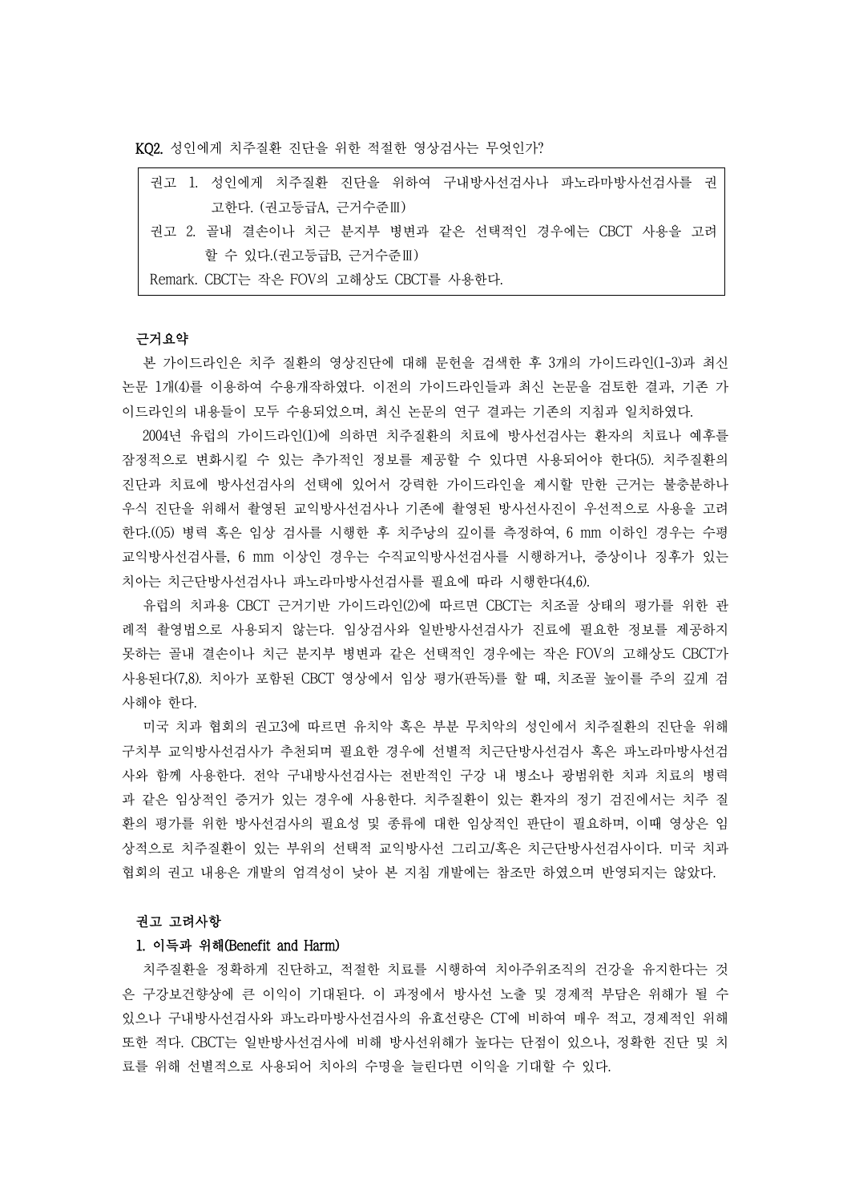**KQ2.** 성인에게 치주질환 진단을 위한 적절한 영상검사는 무엇인가?

> 권고 1. 성인에게 치주질환 진단을 위하여 구내방사선검사나 파노라마방사선검사를 권고한다. (권고등급A, 근거수준Ⅲ)
>
> 권고 2. 골내 결손이나 치근 분지부 병변과 같은 선택적인 경우에는 CBCT 사용을 고려할 수 있다.(권고등급B, 근거수준Ⅲ)
>
> Remark. CBCT는 작은 FOV의 고해상도 CBCT를 사용한다.

**근거요약**

본 가이드라인은 치주 질환의 영상진단에 대해 문헌을 검색한 후 3개의 가이드라인(1-3)과 최신 논문 1개(4)를 이용하여 수용개작하였다. 이전의 가이드라인들과 최신 논문을 검토한 결과, 기존 가이드라인의 내용들이 모두 수용되었으며, 최신 논문의 연구 결과는 기존의 지침과 일치하였다.

2004년 유럽의 가이드라인(1)에 의하면 치주질환의 치료에 방사선검사는 환자의 치료나 예후를 잠정적으로 변화시킬 수 있는 추가적인 정보를 제공할 수 있다면 사용되어야 한다(5). 치주질환의 진단과 치료에 방사선검사의 선택에 있어서 강력한 가이드라인을 제시할 만한 근거는 불충분하나 우식 진단을 위해서 촬영된 교익방사선검사나 기존에 촬영된 방사선사진이 우선적으로 사용을 고려한다.(05) 병력 혹은 임상 검사를 시행한 후 치주낭의 깊이를 측정하여, 6 mm 이하인 경우는 수평교익방사선검사를, 6 mm 이상인 경우는 수직교익방사선검사를 시행하거나, 증상이나 징후가 있는 치아는 치근단방사선검사나 파노라마방사선검사를 필요에 따라 시행한다(4,6).

유럽의 치과용 CBCT 근거기반 가이드라인(2)에 따르면 CBCT는 치조골 상태의 평가를 위한 관례적 촬영법으로 사용되지 않는다. 임상검사와 일반방사선검사가 진료에 필요한 정보를 제공하지 못하는 골내 결손이나 치근 분지부 병변과 같은 선택적인 경우에는 작은 FOV의 고해상도 CBCT가 사용된다(7,8). 치아가 포함된 CBCT 영상에서 임상 평가(판독)를 할 때, 치조골 높이를 주의 깊게 검사해야 한다.

미국 치과 협회의 권고3에 따르면 유치악 혹은 부분 무치악의 성인에서 치주질환의 진단을 위해 구치부 교익방사선검사가 추천되며 필요한 경우에 선별적 치근단방사선검사 혹은 파노라마방사선검사와 함께 사용한다. 전악 구내방사선검사는 전반적인 구강 내 병소나 광범위한 치과 치료의 병력과 같은 임상적인 증거가 있는 경우에 사용한다. 치주질환이 있는 환자의 정기 검진에서는 치주 질환의 평가를 위한 방사선검사의 필요성 및 종류에 대한 임상적인 판단이 필요하며, 이때 영상은 임상적으로 치주질환이 있는 부위의 선택적 교익방사선 그리고/혹은 치근단방사선검사이다. 미국 치과 협회의 권고 내용은 개발의 엄격성이 낮아 본 지침 개발에는 참조만 하였으며 반영되지는 않았다.

**권고 고려사항**

**1. 이득과 위해(Benefit and Harm)**

치주질환을 정확하게 진단하고, 적절한 치료를 시행하여 치아주위조직의 건강을 유지한다는 것은 구강보건향상에 큰 이익이 기대된다. 이 과정에서 방사선 노출 및 경제적 부담은 위해가 될 수 있으나 구내방사선검사와 파노라마방사선검사의 유효선량은 CT에 비하여 매우 적고, 경제적인 위해 또한 적다. CBCT는 일반방사선검사에 비해 방사선위해가 높다는 단점이 있으나, 정확한 진단 및 치료를 위해 선별적으로 사용되어 치아의 수명을 늘린다면 이익을 기대할 수 있다.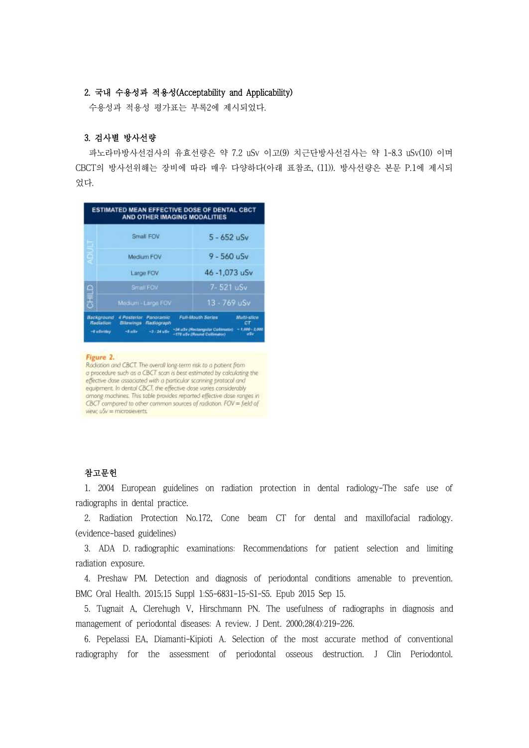## 2. 국내 수용성과 적용성(Acceptability and Applicability)

수용성과 적용성 평가표는 부록2에 제시되었다.

## 3. 검사별 방사선량

파노라마방사선검사의 유효선량은 약 7.2 uSv 이고(9) 치근단방사선검사는 약 1-8.3 uSv(10) 이며 CBCT의 방사선위해는 장비에 따라 매우 다양하다(아래 표참조, (11)). 방사선량은 본문 P.1에 제시되었다.

**ESTIMATED MEAN EFFECTIVE DOSE OF DENTAL CBCT AND OTHER IMAGING MODALITIES**

| | | |
|---|---|---|
| ADULT | Small FOV | 5 - 652 uSv |
| | Medium FOV | 9 - 560 uSv |
| | Large FOV | 46 -1,073 uSv |
| CHILD | Small FOV | 7- 521 uSv |
| | Medium - Large FOV | 13 - 769 uSv |

| Background Radiation | 4 Posterior Bitewings | Panoramic Radiograph | Full-Mouth Series | Multi-slice CT |
|---|---|---|---|---|
| ~8 uSv/day | ~5 uSv | ~3 - 24 uSv | ~34 uSv (Rectangular Collimator) ~170 uSv (Round Collimator) | ~1,000 - 2,000 uSv |

*Figure 2.*
Radiation and CBCT. The overall long-term risk to a patient from a procedure such as a CBCT scan is best estimated by calculating the effective dose associated with a particular scanning protocol and equipment. In dental CBCT, the effective dose varies considerably among machines. This table provides reported effective dose ranges in CBCT compared to other common sources of radiation. FOV = field of view; uSv = microsieverts.

## 참고문헌

1. 2004 European guidelines on radiation protection in dental radiology-The safe use of radiographs in dental practice.
2. Radiation Protection No.172, Cone beam CT for dental and maxillofacial radiology. (evidence-based guidelines)
3. ADA D. radiographic examinations: Recommendations for patient selection and limiting radiation exposure.
4. Preshaw PM. Detection and diagnosis of periodontal conditions amenable to prevention. BMC Oral Health. 2015;15 Suppl 1:S5-6831-15-S1-S5. Epub 2015 Sep 15.
5. Tugnait A, Clerehugh V, Hirschmann PN. The usefulness of radiographs in diagnosis and management of periodontal diseases: A review. J Dent. 2000;28(4):219-226.
6. Pepelassi EA, Diamanti-Kipioti A. Selection of the most accurate method of conventional radiography for the assessment of periodontal osseous destruction. J Clin Periodontol.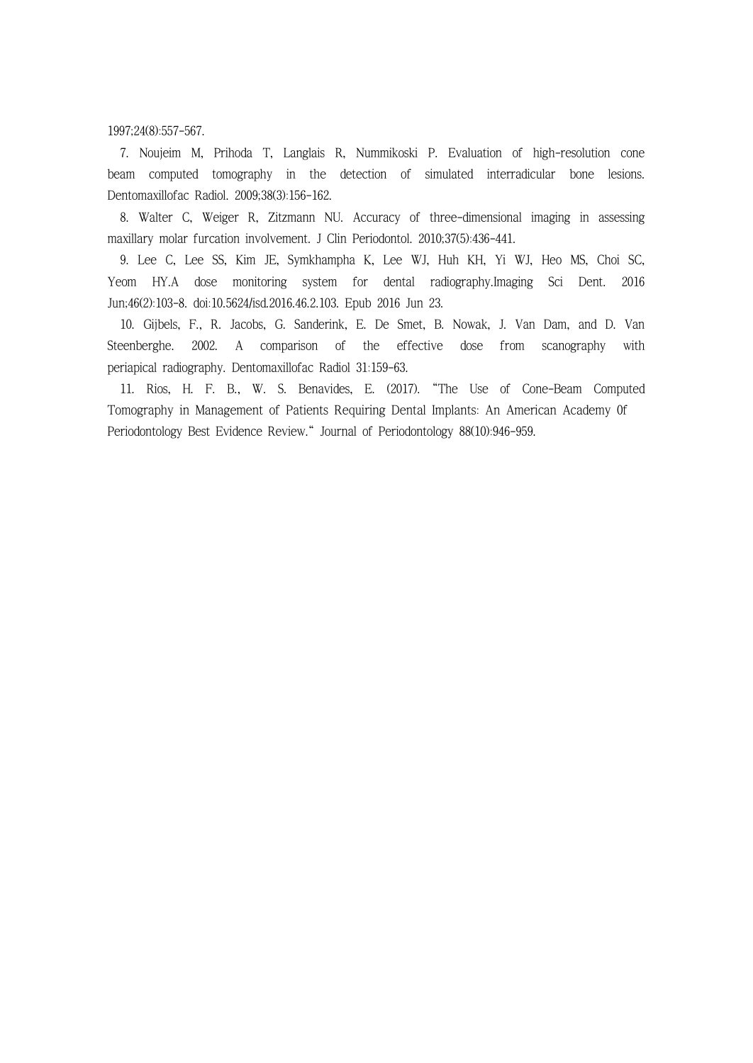1997;24(8):557-567.

7. Noujeim M, Prihoda T, Langlais R, Nummikoski P. Evaluation of high-resolution cone beam computed tomography in the detection of simulated interradicular bone lesions. Dentomaxillofac Radiol. 2009;38(3):156-162.

8. Walter C, Weiger R, Zitzmann NU. Accuracy of three-dimensional imaging in assessing maxillary molar furcation involvement. J Clin Periodontol. 2010;37(5):436-441.

9. Lee C, Lee SS, Kim JE, Symkhampha K, Lee WJ, Huh KH, Yi WJ, Heo MS, Choi SC, Yeom HY.A dose monitoring system for dental radiography.Imaging Sci Dent. 2016 Jun;46(2):103-8. doi:10.5624/isd.2016.46.2.103. Epub 2016 Jun 23.

10. Gijbels, F., R. Jacobs, G. Sanderink, E. De Smet, B. Nowak, J. Van Dam, and D. Van Steenberghe. 2002. A comparison of the effective dose from scanography with periapical radiography. Dentomaxillofac Radiol 31:159-63.

11. Rios, H. F. B., W. S. Benavides, E. (2017). "The Use of Cone-Beam Computed Tomography in Management of Patients Requiring Dental Implants: An American Academy 0f Periodontology Best Evidence Review." Journal of Periodontology 88(10):946-959.